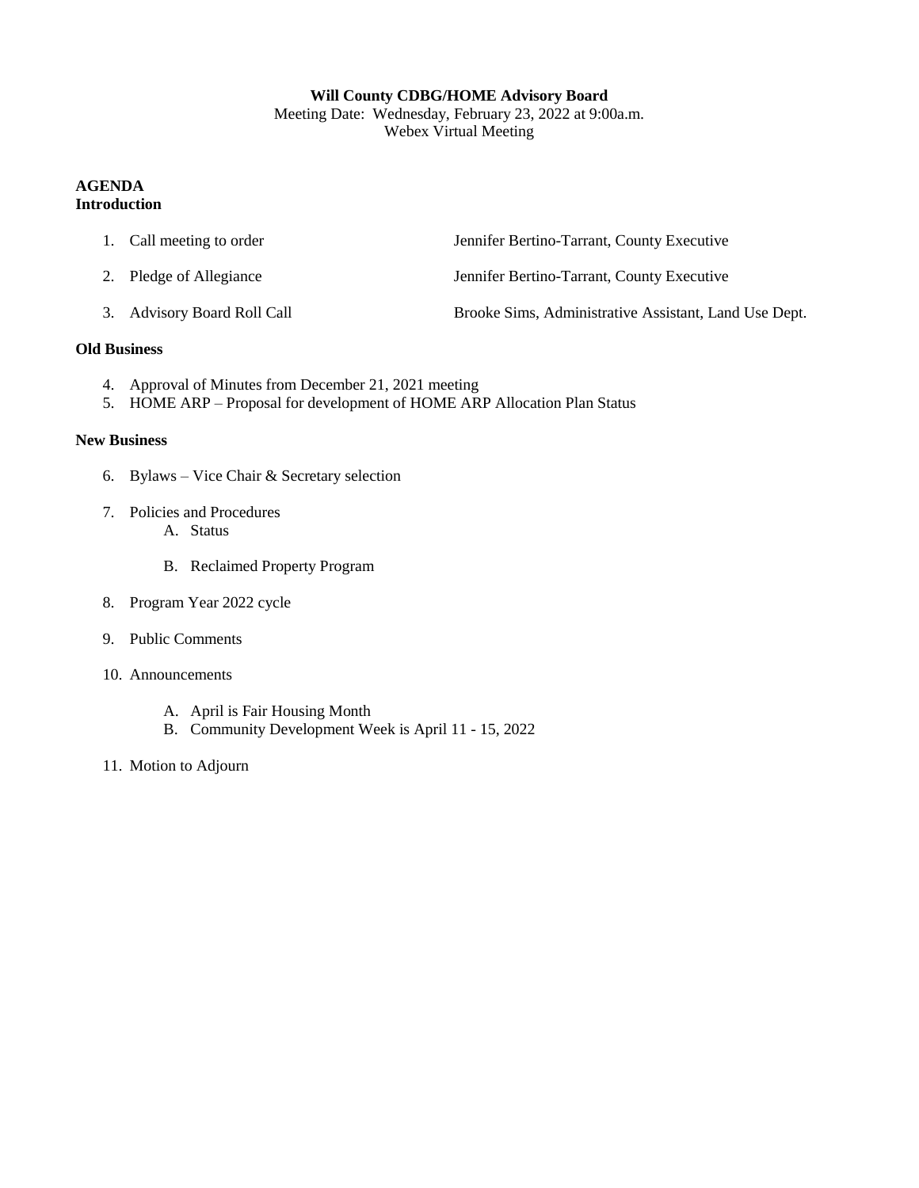**Will County CDBG/HOME Advisory Board**

Meeting Date: Wednesday, February 23, 2022 at 9:00a.m.

Webex Virtual Meeting

**AGENDA**

**Introduction**

| | |
|---|---|
| 1. Call meeting to order | Jennifer Bertino-Tarrant, County Executive |
| 2. Pledge of Allegiance | Jennifer Bertino-Tarrant, County Executive |
| 3. Advisory Board Roll Call | Brooke Sims, Administrative Assistant, Land Use Dept. |

**Old Business**

4. Approval of Minutes from December 21, 2021 meeting
5. HOME ARP – Proposal for development of HOME ARP Allocation Plan Status

**New Business**

6. Bylaws – Vice Chair & Secretary selection
7. Policies and Procedures
   A. Status
   B. Reclaimed Property Program
8. Program Year 2022 cycle
9. Public Comments
10. Announcements
    A. April is Fair Housing Month
    B. Community Development Week is April 11 - 15, 2022
11. Motion to Adjourn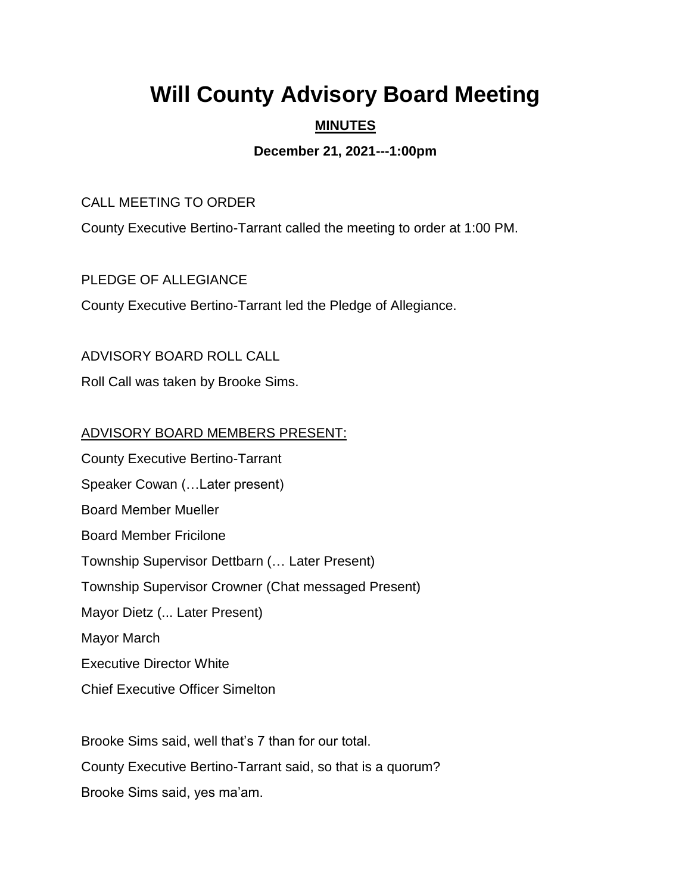# Will County Advisory Board Meeting

**MINUTES**

**December 21, 2021---1:00pm**

CALL MEETING TO ORDER

County Executive Bertino-Tarrant called the meeting to order at 1:00 PM.

PLEDGE OF ALLEGIANCE

County Executive Bertino-Tarrant led the Pledge of Allegiance.

ADVISORY BOARD ROLL CALL

Roll Call was taken by Brooke Sims.

ADVISORY BOARD MEMBERS PRESENT:

County Executive Bertino-Tarrant

Speaker Cowan (…Later present)

Board Member Mueller

Board Member Fricilone

Township Supervisor Dettbarn (… Later Present)

Township Supervisor Crowner (Chat messaged Present)

Mayor Dietz (... Later Present)

Mayor March

Executive Director White

Chief Executive Officer Simelton

Brooke Sims said, well that's 7 than for our total.

County Executive Bertino-Tarrant said, so that is a quorum?

Brooke Sims said, yes ma'am.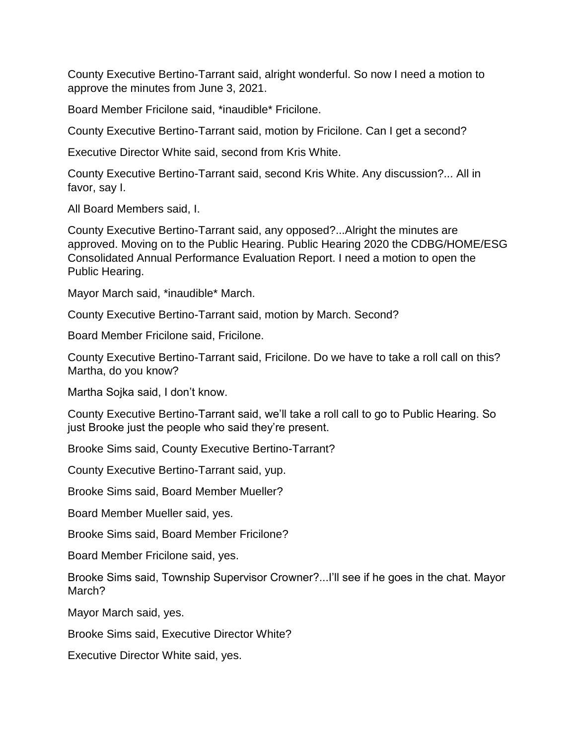County Executive Bertino-Tarrant said, alright wonderful. So now I need a motion to approve the minutes from June 3, 2021.

Board Member Fricilone said, *inaudible* Fricilone.

County Executive Bertino-Tarrant said, motion by Fricilone. Can I get a second?

Executive Director White said, second from Kris White.

County Executive Bertino-Tarrant said, second Kris White. Any discussion?... All in favor, say I.

All Board Members said, I.

County Executive Bertino-Tarrant said, any opposed?...Alright the minutes are approved. Moving on to the Public Hearing. Public Hearing 2020 the CDBG/HOME/ESG Consolidated Annual Performance Evaluation Report. I need a motion to open the Public Hearing.

Mayor March said, *inaudible* March.

County Executive Bertino-Tarrant said, motion by March. Second?

Board Member Fricilone said, Fricilone.

County Executive Bertino-Tarrant said, Fricilone. Do we have to take a roll call on this? Martha, do you know?

Martha Sojka said, I don't know.

County Executive Bertino-Tarrant said, we'll take a roll call to go to Public Hearing. So just Brooke just the people who said they're present.

Brooke Sims said, County Executive Bertino-Tarrant?

County Executive Bertino-Tarrant said, yup.

Brooke Sims said, Board Member Mueller?

Board Member Mueller said, yes.

Brooke Sims said, Board Member Fricilone?

Board Member Fricilone said, yes.

Brooke Sims said, Township Supervisor Crowner?...I'll see if he goes in the chat. Mayor March?

Mayor March said, yes.

Brooke Sims said, Executive Director White?

Executive Director White said, yes.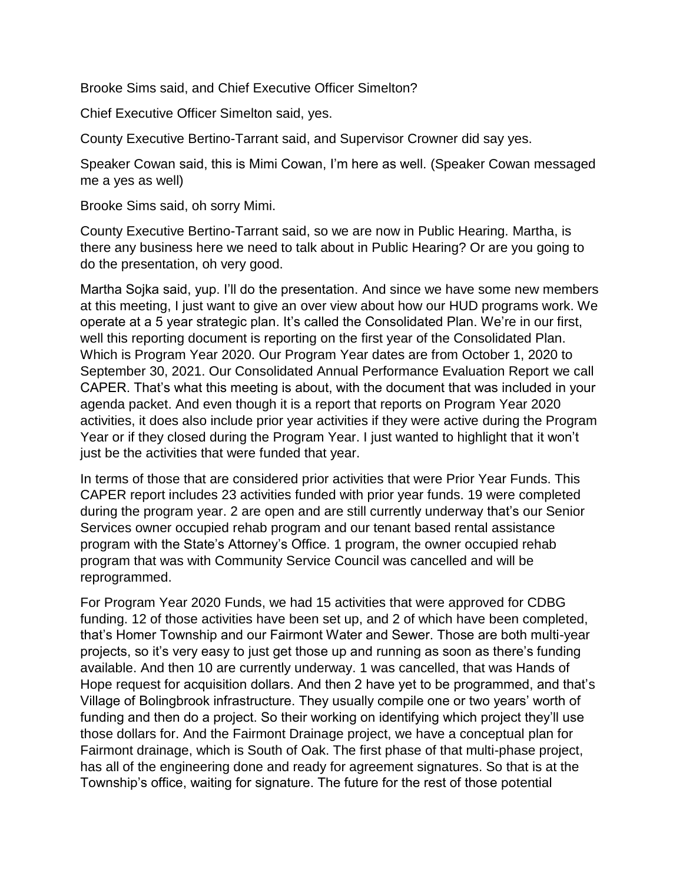Brooke Sims said, and Chief Executive Officer Simelton?

Chief Executive Officer Simelton said, yes.

County Executive Bertino-Tarrant said, and Supervisor Crowner did say yes.

Speaker Cowan said, this is Mimi Cowan, I'm here as well. (Speaker Cowan messaged me a yes as well)

Brooke Sims said, oh sorry Mimi.

County Executive Bertino-Tarrant said, so we are now in Public Hearing. Martha, is there any business here we need to talk about in Public Hearing? Or are you going to do the presentation, oh very good.

Martha Sojka said, yup. I'll do the presentation. And since we have some new members at this meeting, I just want to give an over view about how our HUD programs work. We operate at a 5 year strategic plan. It's called the Consolidated Plan. We're in our first, well this reporting document is reporting on the first year of the Consolidated Plan. Which is Program Year 2020. Our Program Year dates are from October 1, 2020 to September 30, 2021. Our Consolidated Annual Performance Evaluation Report we call CAPER. That's what this meeting is about, with the document that was included in your agenda packet. And even though it is a report that reports on Program Year 2020 activities, it does also include prior year activities if they were active during the Program Year or if they closed during the Program Year. I just wanted to highlight that it won't just be the activities that were funded that year.

In terms of those that are considered prior activities that were Prior Year Funds. This CAPER report includes 23 activities funded with prior year funds. 19 were completed during the program year. 2 are open and are still currently underway that's our Senior Services owner occupied rehab program and our tenant based rental assistance program with the State's Attorney's Office. 1 program, the owner occupied rehab program that was with Community Service Council was cancelled and will be reprogrammed.

For Program Year 2020 Funds, we had 15 activities that were approved for CDBG funding. 12 of those activities have been set up, and 2 of which have been completed, that's Homer Township and our Fairmont Water and Sewer. Those are both multi-year projects, so it's very easy to just get those up and running as soon as there's funding available. And then 10 are currently underway. 1 was cancelled, that was Hands of Hope request for acquisition dollars. And then 2 have yet to be programmed, and that's Village of Bolingbrook infrastructure. They usually compile one or two years' worth of funding and then do a project. So their working on identifying which project they'll use those dollars for. And the Fairmont Drainage project, we have a conceptual plan for Fairmont drainage, which is South of Oak. The first phase of that multi-phase project, has all of the engineering done and ready for agreement signatures. So that is at the Township's office, waiting for signature. The future for the rest of those potential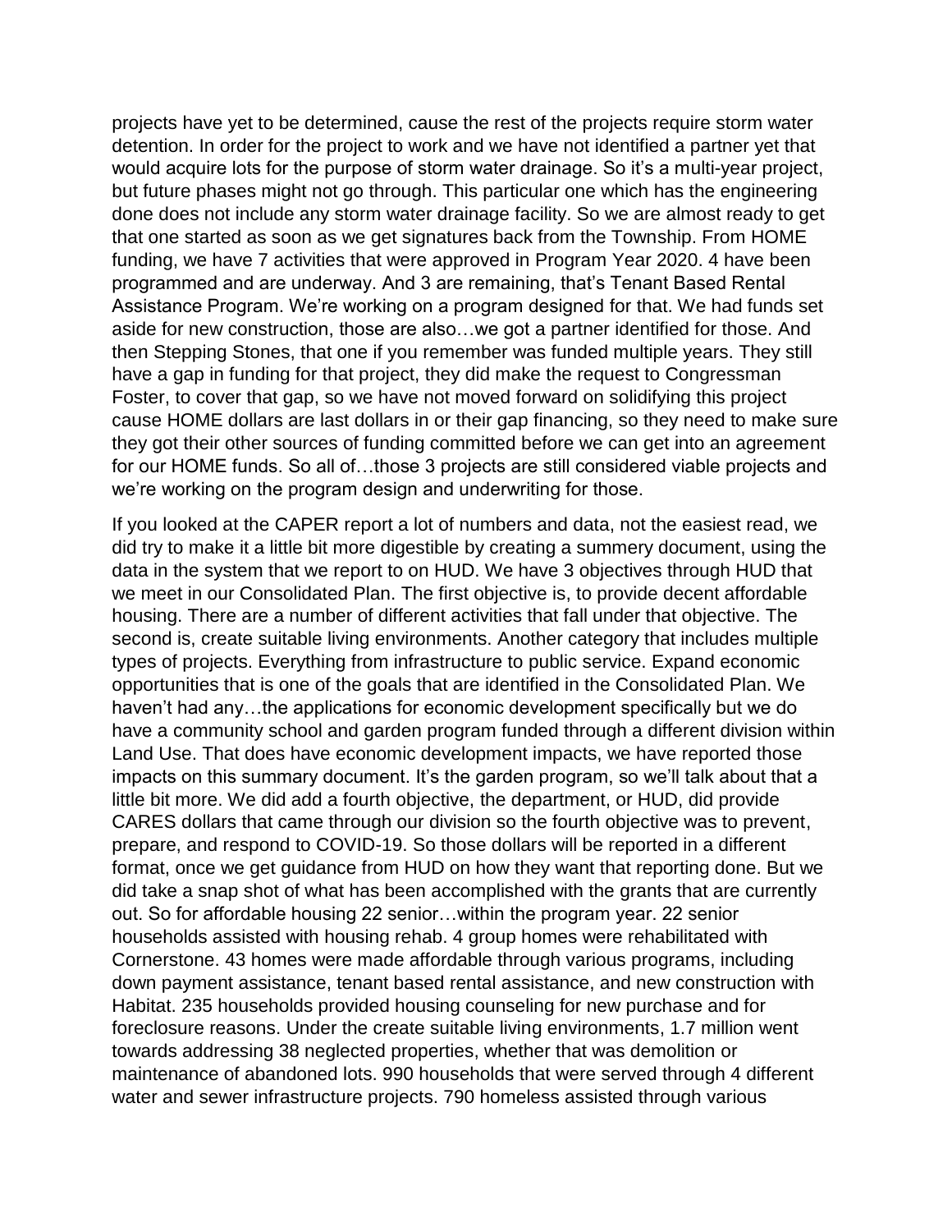projects have yet to be determined, cause the rest of the projects require storm water detention. In order for the project to work and we have not identified a partner yet that would acquire lots for the purpose of storm water drainage. So it's a multi-year project, but future phases might not go through. This particular one which has the engineering done does not include any storm water drainage facility. So we are almost ready to get that one started as soon as we get signatures back from the Township. From HOME funding, we have 7 activities that were approved in Program Year 2020. 4 have been programmed and are underway. And 3 are remaining, that's Tenant Based Rental Assistance Program. We're working on a program designed for that. We had funds set aside for new construction, those are also…we got a partner identified for those. And then Stepping Stones, that one if you remember was funded multiple years. They still have a gap in funding for that project, they did make the request to Congressman Foster, to cover that gap, so we have not moved forward on solidifying this project cause HOME dollars are last dollars in or their gap financing, so they need to make sure they got their other sources of funding committed before we can get into an agreement for our HOME funds. So all of…those 3 projects are still considered viable projects and we're working on the program design and underwriting for those.

If you looked at the CAPER report a lot of numbers and data, not the easiest read, we did try to make it a little bit more digestible by creating a summery document, using the data in the system that we report to on HUD. We have 3 objectives through HUD that we meet in our Consolidated Plan. The first objective is, to provide decent affordable housing. There are a number of different activities that fall under that objective. The second is, create suitable living environments. Another category that includes multiple types of projects. Everything from infrastructure to public service. Expand economic opportunities that is one of the goals that are identified in the Consolidated Plan. We haven't had any…the applications for economic development specifically but we do have a community school and garden program funded through a different division within Land Use. That does have economic development impacts, we have reported those impacts on this summary document. It's the garden program, so we'll talk about that a little bit more. We did add a fourth objective, the department, or HUD, did provide CARES dollars that came through our division so the fourth objective was to prevent, prepare, and respond to COVID-19. So those dollars will be reported in a different format, once we get guidance from HUD on how they want that reporting done. But we did take a snap shot of what has been accomplished with the grants that are currently out. So for affordable housing 22 senior…within the program year. 22 senior households assisted with housing rehab. 4 group homes were rehabilitated with Cornerstone. 43 homes were made affordable through various programs, including down payment assistance, tenant based rental assistance, and new construction with Habitat. 235 households provided housing counseling for new purchase and for foreclosure reasons. Under the create suitable living environments, 1.7 million went towards addressing 38 neglected properties, whether that was demolition or maintenance of abandoned lots. 990 households that were served through 4 different water and sewer infrastructure projects. 790 homeless assisted through various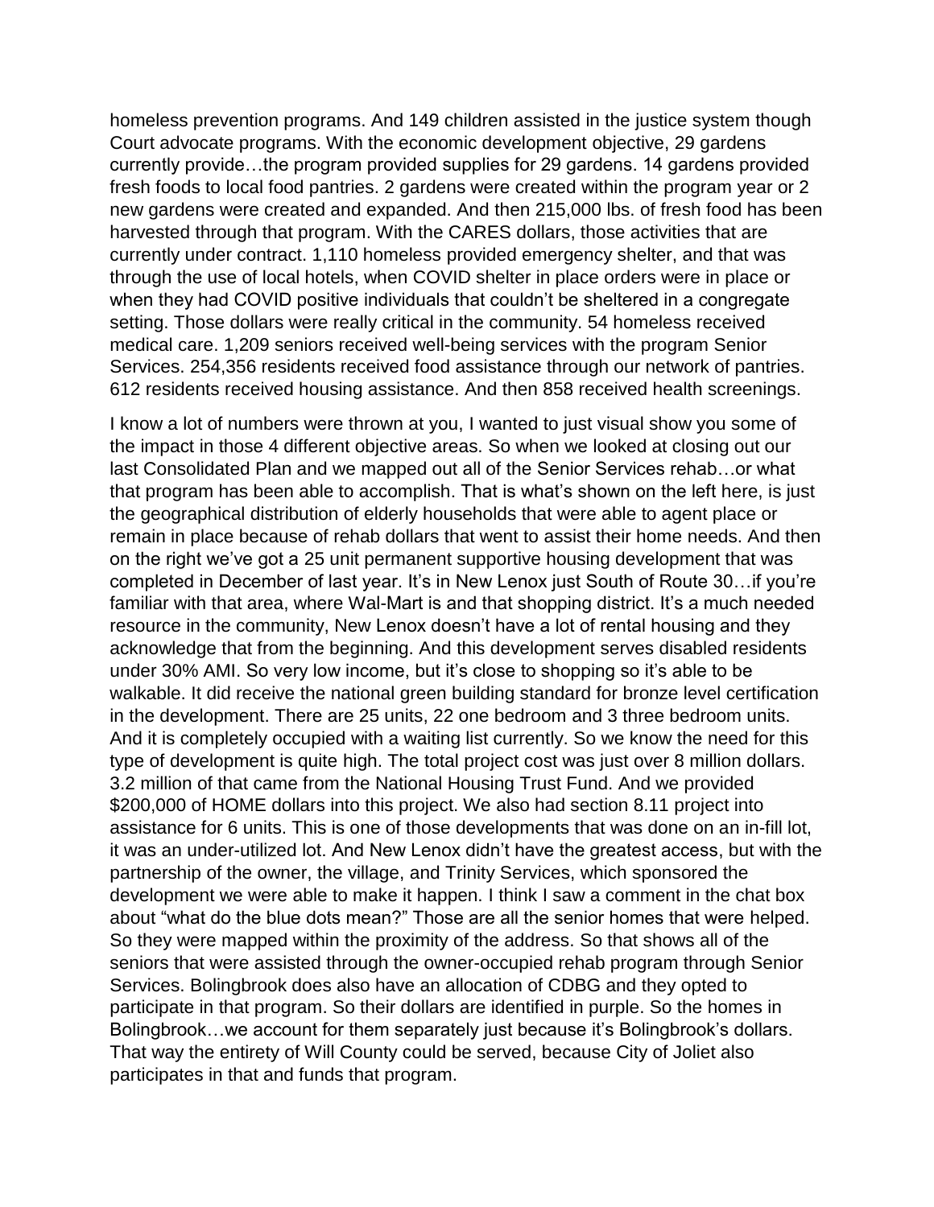homeless prevention programs. And 149 children assisted in the justice system though Court advocate programs. With the economic development objective, 29 gardens currently provide…the program provided supplies for 29 gardens. 14 gardens provided fresh foods to local food pantries. 2 gardens were created within the program year or 2 new gardens were created and expanded. And then 215,000 lbs. of fresh food has been harvested through that program. With the CARES dollars, those activities that are currently under contract. 1,110 homeless provided emergency shelter, and that was through the use of local hotels, when COVID shelter in place orders were in place or when they had COVID positive individuals that couldn't be sheltered in a congregate setting. Those dollars were really critical in the community. 54 homeless received medical care. 1,209 seniors received well-being services with the program Senior Services. 254,356 residents received food assistance through our network of pantries. 612 residents received housing assistance. And then 858 received health screenings.

I know a lot of numbers were thrown at you, I wanted to just visual show you some of the impact in those 4 different objective areas. So when we looked at closing out our last Consolidated Plan and we mapped out all of the Senior Services rehab…or what that program has been able to accomplish. That is what's shown on the left here, is just the geographical distribution of elderly households that were able to agent place or remain in place because of rehab dollars that went to assist their home needs. And then on the right we've got a 25 unit permanent supportive housing development that was completed in December of last year. It's in New Lenox just South of Route 30…if you're familiar with that area, where Wal-Mart is and that shopping district. It's a much needed resource in the community, New Lenox doesn't have a lot of rental housing and they acknowledge that from the beginning. And this development serves disabled residents under 30% AMI. So very low income, but it's close to shopping so it's able to be walkable. It did receive the national green building standard for bronze level certification in the development. There are 25 units, 22 one bedroom and 3 three bedroom units. And it is completely occupied with a waiting list currently. So we know the need for this type of development is quite high. The total project cost was just over 8 million dollars. 3.2 million of that came from the National Housing Trust Fund. And we provided $200,000 of HOME dollars into this project. We also had section 8.11 project into assistance for 6 units. This is one of those developments that was done on an in-fill lot, it was an under-utilized lot. And New Lenox didn't have the greatest access, but with the partnership of the owner, the village, and Trinity Services, which sponsored the development we were able to make it happen. I think I saw a comment in the chat box about "what do the blue dots mean?" Those are all the senior homes that were helped. So they were mapped within the proximity of the address. So that shows all of the seniors that were assisted through the owner-occupied rehab program through Senior Services. Bolingbrook does also have an allocation of CDBG and they opted to participate in that program. So their dollars are identified in purple. So the homes in Bolingbrook…we account for them separately just because it's Bolingbrook's dollars. That way the entirety of Will County could be served, because City of Joliet also participates in that and funds that program.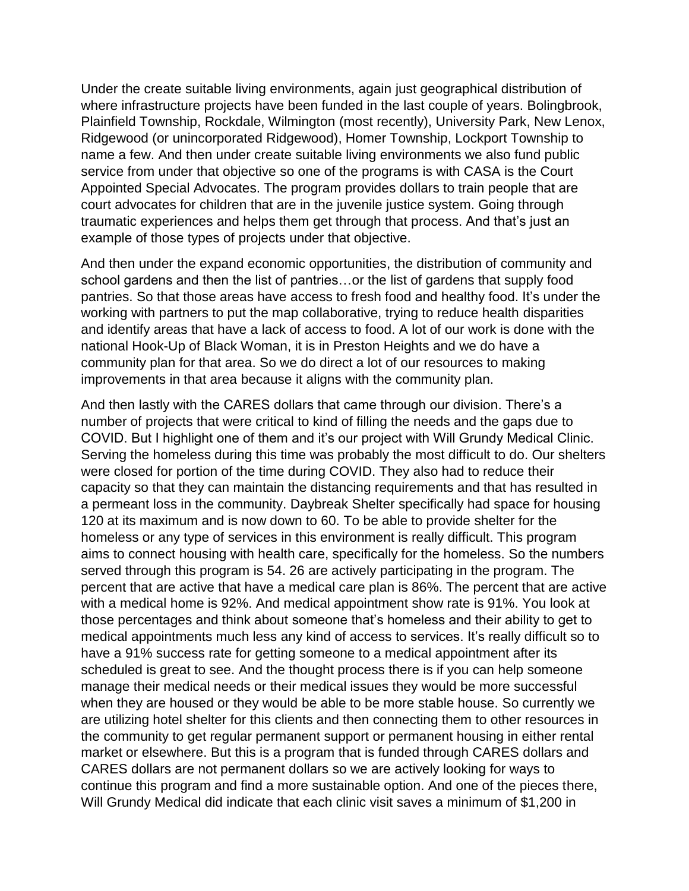Under the create suitable living environments, again just geographical distribution of where infrastructure projects have been funded in the last couple of years. Bolingbrook, Plainfield Township, Rockdale, Wilmington (most recently), University Park, New Lenox, Ridgewood (or unincorporated Ridgewood), Homer Township, Lockport Township to name a few. And then under create suitable living environments we also fund public service from under that objective so one of the programs is with CASA is the Court Appointed Special Advocates. The program provides dollars to train people that are court advocates for children that are in the juvenile justice system. Going through traumatic experiences and helps them get through that process. And that's just an example of those types of projects under that objective.

And then under the expand economic opportunities, the distribution of community and school gardens and then the list of pantries…or the list of gardens that supply food pantries. So that those areas have access to fresh food and healthy food. It's under the working with partners to put the map collaborative, trying to reduce health disparities and identify areas that have a lack of access to food. A lot of our work is done with the national Hook-Up of Black Woman, it is in Preston Heights and we do have a community plan for that area. So we do direct a lot of our resources to making improvements in that area because it aligns with the community plan.

And then lastly with the CARES dollars that came through our division. There's a number of projects that were critical to kind of filling the needs and the gaps due to COVID. But I highlight one of them and it's our project with Will Grundy Medical Clinic. Serving the homeless during this time was probably the most difficult to do. Our shelters were closed for portion of the time during COVID. They also had to reduce their capacity so that they can maintain the distancing requirements and that has resulted in a permeant loss in the community. Daybreak Shelter specifically had space for housing 120 at its maximum and is now down to 60. To be able to provide shelter for the homeless or any type of services in this environment is really difficult. This program aims to connect housing with health care, specifically for the homeless. So the numbers served through this program is 54. 26 are actively participating in the program. The percent that are active that have a medical care plan is 86%. The percent that are active with a medical home is 92%. And medical appointment show rate is 91%. You look at those percentages and think about someone that's homeless and their ability to get to medical appointments much less any kind of access to services. It's really difficult so to have a 91% success rate for getting someone to a medical appointment after its scheduled is great to see. And the thought process there is if you can help someone manage their medical needs or their medical issues they would be more successful when they are housed or they would be able to be more stable house. So currently we are utilizing hotel shelter for this clients and then connecting them to other resources in the community to get regular permanent support or permanent housing in either rental market or elsewhere. But this is a program that is funded through CARES dollars and CARES dollars are not permanent dollars so we are actively looking for ways to continue this program and find a more sustainable option. And one of the pieces there, Will Grundy Medical did indicate that each clinic visit saves a minimum of $1,200 in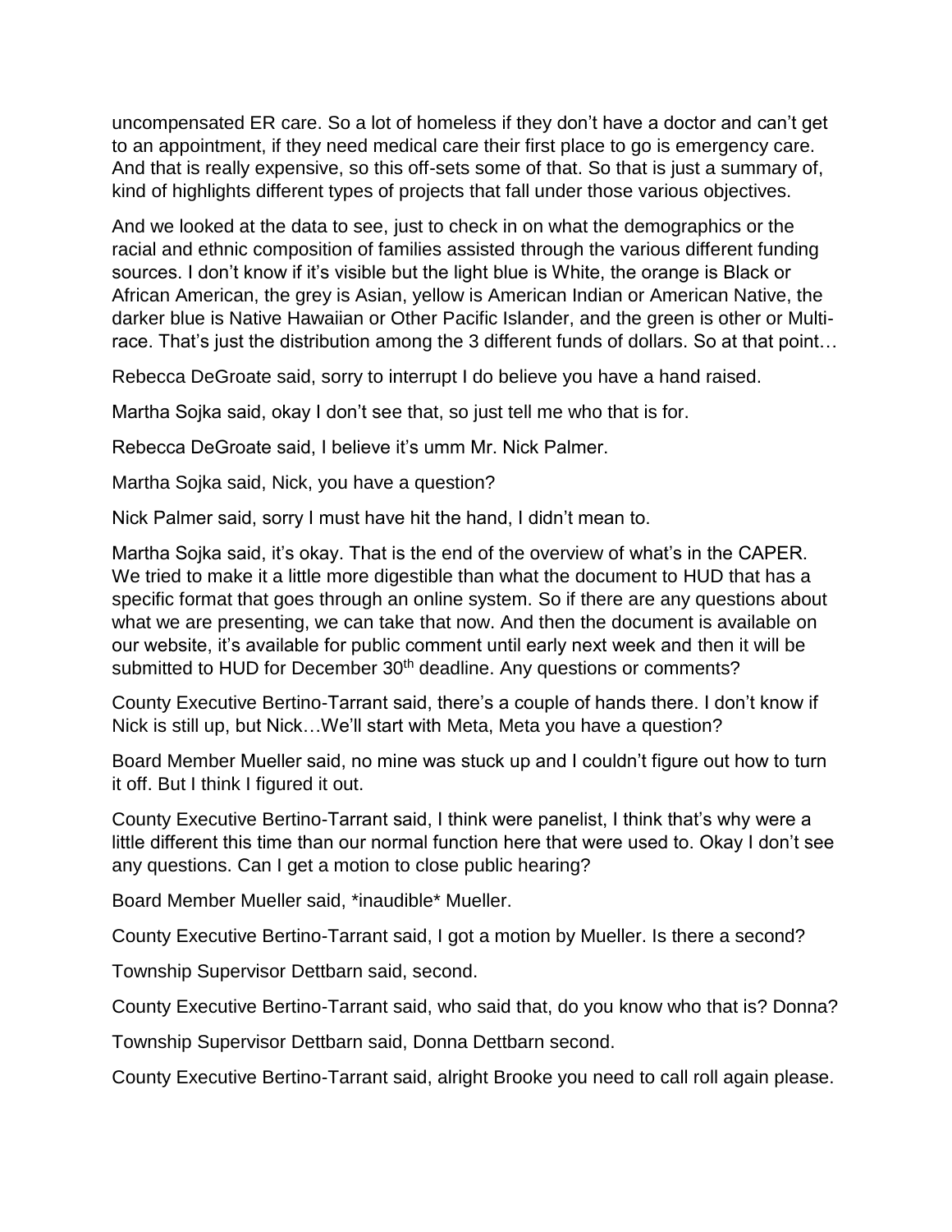uncompensated ER care. So a lot of homeless if they don't have a doctor and can't get to an appointment, if they need medical care their first place to go is emergency care. And that is really expensive, so this off-sets some of that. So that is just a summary of, kind of highlights different types of projects that fall under those various objectives.

And we looked at the data to see, just to check in on what the demographics or the racial and ethnic composition of families assisted through the various different funding sources. I don't know if it's visible but the light blue is White, the orange is Black or African American, the grey is Asian, yellow is American Indian or American Native, the darker blue is Native Hawaiian or Other Pacific Islander, and the green is other or Multi-race. That's just the distribution among the 3 different funds of dollars. So at that point…

Rebecca DeGroate said, sorry to interrupt I do believe you have a hand raised.

Martha Sojka said, okay I don't see that, so just tell me who that is for.

Rebecca DeGroate said, I believe it's umm Mr. Nick Palmer.

Martha Sojka said, Nick, you have a question?

Nick Palmer said, sorry I must have hit the hand, I didn't mean to.

Martha Sojka said, it's okay. That is the end of the overview of what's in the CAPER. We tried to make it a little more digestible than what the document to HUD that has a specific format that goes through an online system. So if there are any questions about what we are presenting, we can take that now. And then the document is available on our website, it's available for public comment until early next week and then it will be submitted to HUD for December 30th deadline. Any questions or comments?

County Executive Bertino-Tarrant said, there's a couple of hands there. I don't know if Nick is still up, but Nick…We'll start with Meta, Meta you have a question?

Board Member Mueller said, no mine was stuck up and I couldn't figure out how to turn it off. But I think I figured it out.

County Executive Bertino-Tarrant said, I think were panelist, I think that's why were a little different this time than our normal function here that were used to. Okay I don't see any questions. Can I get a motion to close public hearing?

Board Member Mueller said, *inaudible* Mueller.

County Executive Bertino-Tarrant said, I got a motion by Mueller. Is there a second?

Township Supervisor Dettbarn said, second.

County Executive Bertino-Tarrant said, who said that, do you know who that is? Donna?

Township Supervisor Dettbarn said, Donna Dettbarn second.

County Executive Bertino-Tarrant said, alright Brooke you need to call roll again please.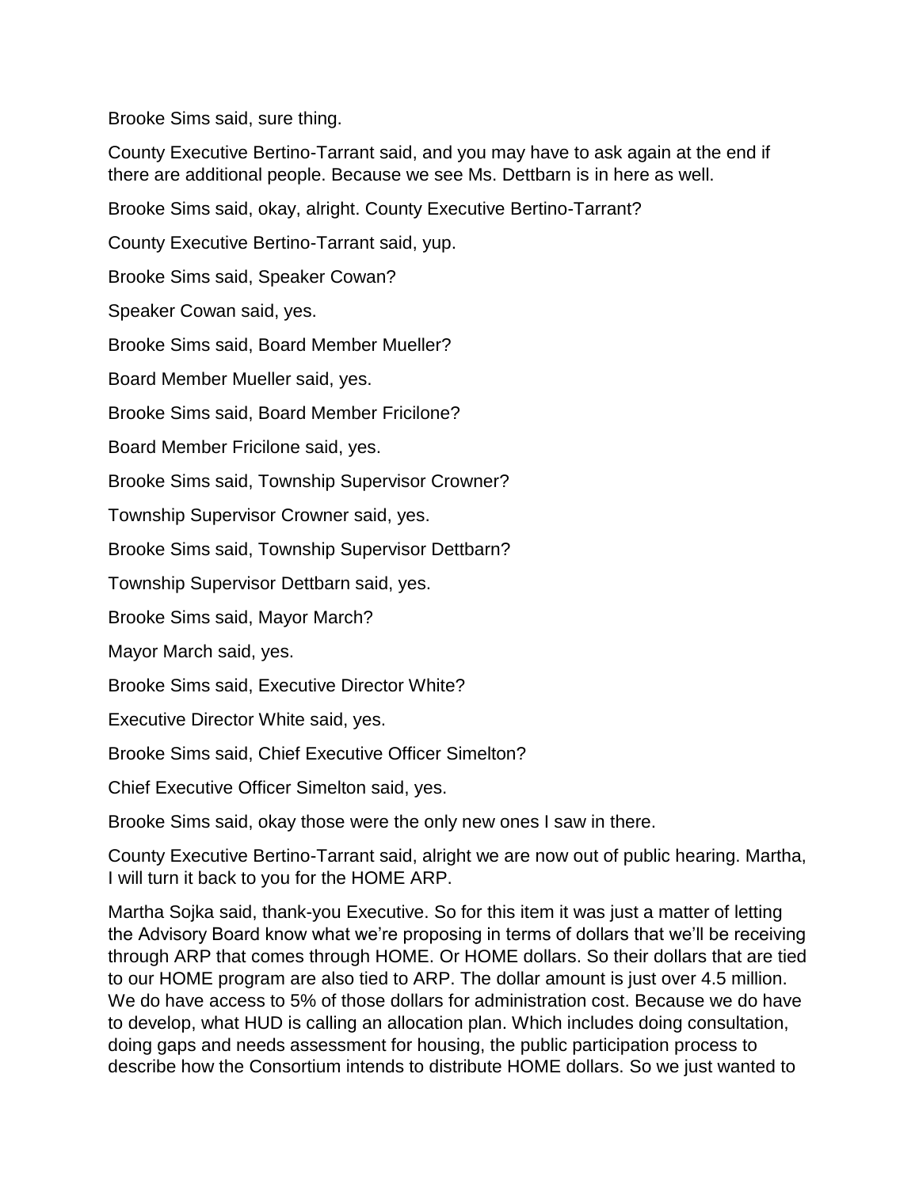Brooke Sims said, sure thing.

County Executive Bertino-Tarrant said, and you may have to ask again at the end if there are additional people. Because we see Ms. Dettbarn is in here as well.

Brooke Sims said, okay, alright. County Executive Bertino-Tarrant?

County Executive Bertino-Tarrant said, yup.

Brooke Sims said, Speaker Cowan?

Speaker Cowan said, yes.

Brooke Sims said, Board Member Mueller?

Board Member Mueller said, yes.

Brooke Sims said, Board Member Fricilone?

Board Member Fricilone said, yes.

Brooke Sims said, Township Supervisor Crowner?

Township Supervisor Crowner said, yes.

Brooke Sims said, Township Supervisor Dettbarn?

Township Supervisor Dettbarn said, yes.

Brooke Sims said, Mayor March?

Mayor March said, yes.

Brooke Sims said, Executive Director White?

Executive Director White said, yes.

Brooke Sims said, Chief Executive Officer Simelton?

Chief Executive Officer Simelton said, yes.

Brooke Sims said, okay those were the only new ones I saw in there.

County Executive Bertino-Tarrant said, alright we are now out of public hearing. Martha, I will turn it back to you for the HOME ARP.

Martha Sojka said, thank-you Executive. So for this item it was just a matter of letting the Advisory Board know what we're proposing in terms of dollars that we'll be receiving through ARP that comes through HOME. Or HOME dollars. So their dollars that are tied to our HOME program are also tied to ARP. The dollar amount is just over 4.5 million. We do have access to 5% of those dollars for administration cost. Because we do have to develop, what HUD is calling an allocation plan. Which includes doing consultation, doing gaps and needs assessment for housing, the public participation process to describe how the Consortium intends to distribute HOME dollars. So we just wanted to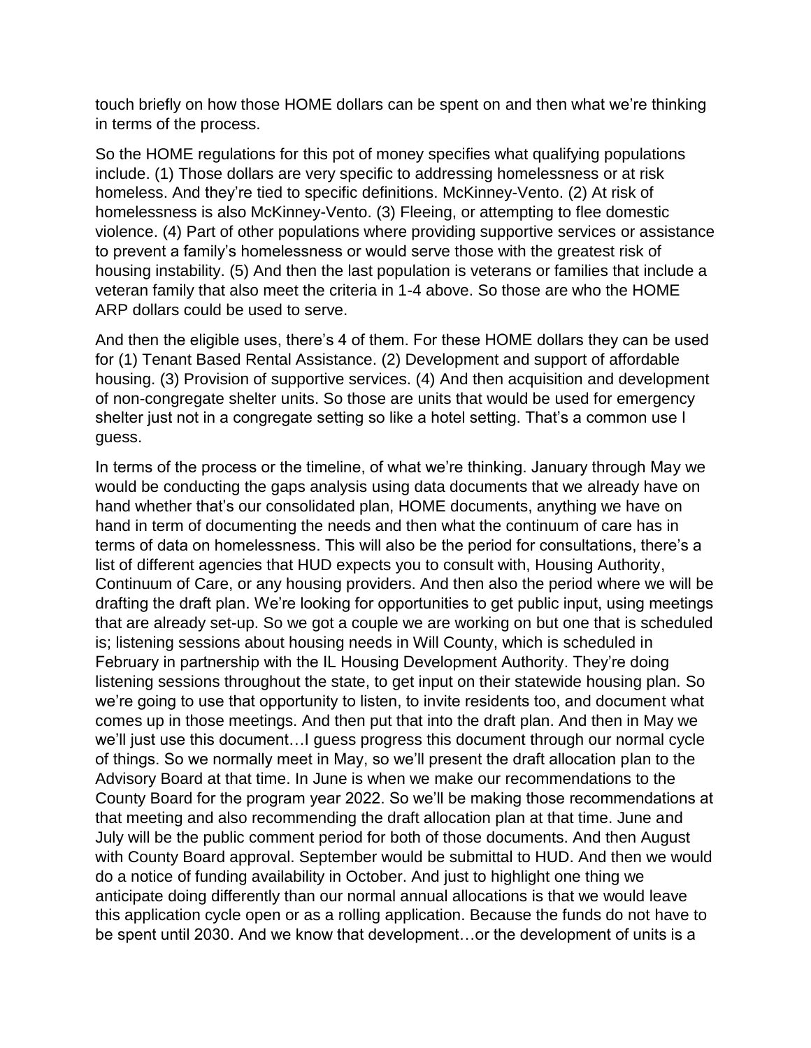touch briefly on how those HOME dollars can be spent on and then what we're thinking in terms of the process.

So the HOME regulations for this pot of money specifies what qualifying populations include. (1) Those dollars are very specific to addressing homelessness or at risk homeless. And they're tied to specific definitions. McKinney-Vento. (2) At risk of homelessness is also McKinney-Vento. (3) Fleeing, or attempting to flee domestic violence. (4) Part of other populations where providing supportive services or assistance to prevent a family's homelessness or would serve those with the greatest risk of housing instability. (5) And then the last population is veterans or families that include a veteran family that also meet the criteria in 1-4 above. So those are who the HOME ARP dollars could be used to serve.

And then the eligible uses, there's 4 of them. For these HOME dollars they can be used for (1) Tenant Based Rental Assistance. (2) Development and support of affordable housing. (3) Provision of supportive services. (4) And then acquisition and development of non-congregate shelter units. So those are units that would be used for emergency shelter just not in a congregate setting so like a hotel setting. That's a common use I guess.

In terms of the process or the timeline, of what we're thinking. January through May we would be conducting the gaps analysis using data documents that we already have on hand whether that's our consolidated plan, HOME documents, anything we have on hand in term of documenting the needs and then what the continuum of care has in terms of data on homelessness. This will also be the period for consultations, there's a list of different agencies that HUD expects you to consult with, Housing Authority, Continuum of Care, or any housing providers. And then also the period where we will be drafting the draft plan. We're looking for opportunities to get public input, using meetings that are already set-up. So we got a couple we are working on but one that is scheduled is; listening sessions about housing needs in Will County, which is scheduled in February in partnership with the IL Housing Development Authority. They're doing listening sessions throughout the state, to get input on their statewide housing plan. So we're going to use that opportunity to listen, to invite residents too, and document what comes up in those meetings. And then put that into the draft plan. And then in May we we'll just use this document…I guess progress this document through our normal cycle of things. So we normally meet in May, so we'll present the draft allocation plan to the Advisory Board at that time. In June is when we make our recommendations to the County Board for the program year 2022. So we'll be making those recommendations at that meeting and also recommending the draft allocation plan at that time. June and July will be the public comment period for both of those documents. And then August with County Board approval. September would be submittal to HUD. And then we would do a notice of funding availability in October. And just to highlight one thing we anticipate doing differently than our normal annual allocations is that we would leave this application cycle open or as a rolling application. Because the funds do not have to be spent until 2030. And we know that development…or the development of units is a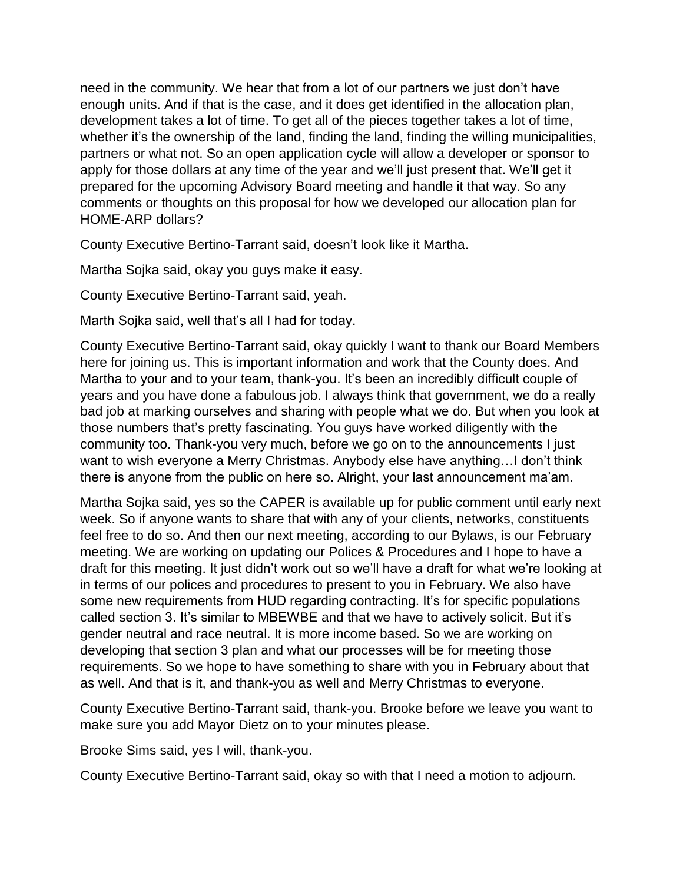need in the community. We hear that from a lot of our partners we just don't have enough units. And if that is the case, and it does get identified in the allocation plan, development takes a lot of time. To get all of the pieces together takes a lot of time, whether it's the ownership of the land, finding the land, finding the willing municipalities, partners or what not. So an open application cycle will allow a developer or sponsor to apply for those dollars at any time of the year and we'll just present that. We'll get it prepared for the upcoming Advisory Board meeting and handle it that way. So any comments or thoughts on this proposal for how we developed our allocation plan for HOME-ARP dollars?

County Executive Bertino-Tarrant said, doesn't look like it Martha.

Martha Sojka said, okay you guys make it easy.

County Executive Bertino-Tarrant said, yeah.

Marth Sojka said, well that's all I had for today.

County Executive Bertino-Tarrant said, okay quickly I want to thank our Board Members here for joining us. This is important information and work that the County does. And Martha to your and to your team, thank-you. It's been an incredibly difficult couple of years and you have done a fabulous job. I always think that government, we do a really bad job at marking ourselves and sharing with people what we do. But when you look at those numbers that's pretty fascinating. You guys have worked diligently with the community too. Thank-you very much, before we go on to the announcements I just want to wish everyone a Merry Christmas. Anybody else have anything…I don't think there is anyone from the public on here so. Alright, your last announcement ma'am.

Martha Sojka said, yes so the CAPER is available up for public comment until early next week. So if anyone wants to share that with any of your clients, networks, constituents feel free to do so. And then our next meeting, according to our Bylaws, is our February meeting. We are working on updating our Polices & Procedures and I hope to have a draft for this meeting. It just didn't work out so we'll have a draft for what we're looking at in terms of our polices and procedures to present to you in February. We also have some new requirements from HUD regarding contracting. It's for specific populations called section 3. It's similar to MBEWBE and that we have to actively solicit. But it's gender neutral and race neutral. It is more income based. So we are working on developing that section 3 plan and what our processes will be for meeting those requirements. So we hope to have something to share with you in February about that as well. And that is it, and thank-you as well and Merry Christmas to everyone.

County Executive Bertino-Tarrant said, thank-you. Brooke before we leave you want to make sure you add Mayor Dietz on to your minutes please.

Brooke Sims said, yes I will, thank-you.

County Executive Bertino-Tarrant said, okay so with that I need a motion to adjourn.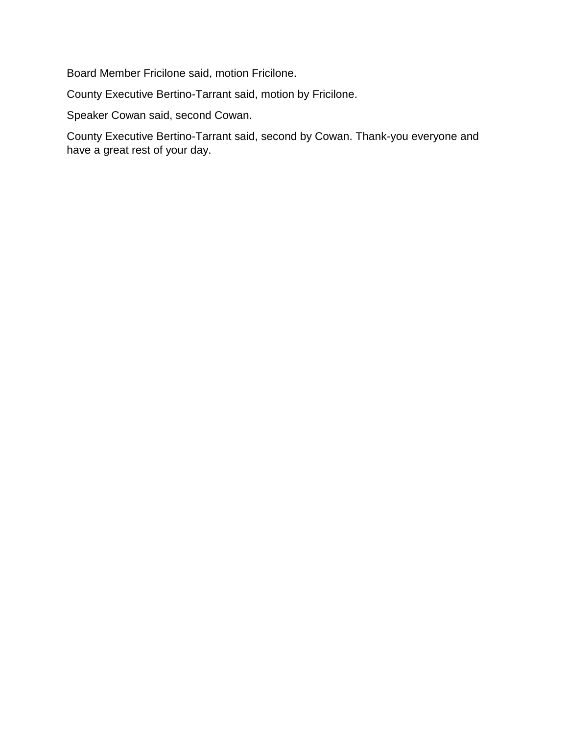Board Member Fricilone said, motion Fricilone.

County Executive Bertino-Tarrant said, motion by Fricilone.

Speaker Cowan said, second Cowan.

County Executive Bertino-Tarrant said, second by Cowan. Thank-you everyone and have a great rest of your day.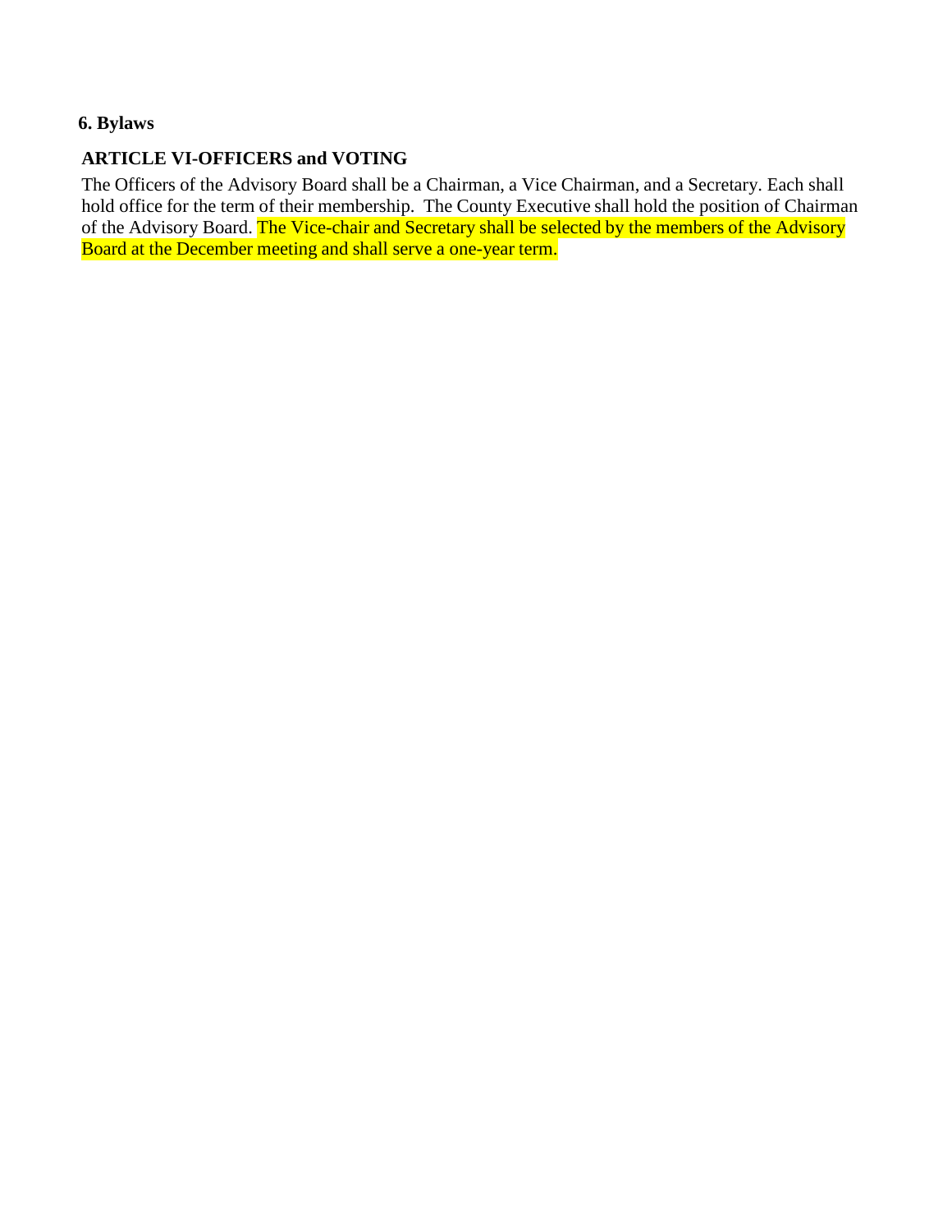## 6. Bylaws

### ARTICLE VI-OFFICERS and VOTING

The Officers of the Advisory Board shall be a Chairman, a Vice Chairman, and a Secretary. Each shall hold office for the term of their membership. The County Executive shall hold the position of Chairman of the Advisory Board. The Vice-chair and Secretary shall be selected by the members of the Advisory Board at the December meeting and shall serve a one-year term.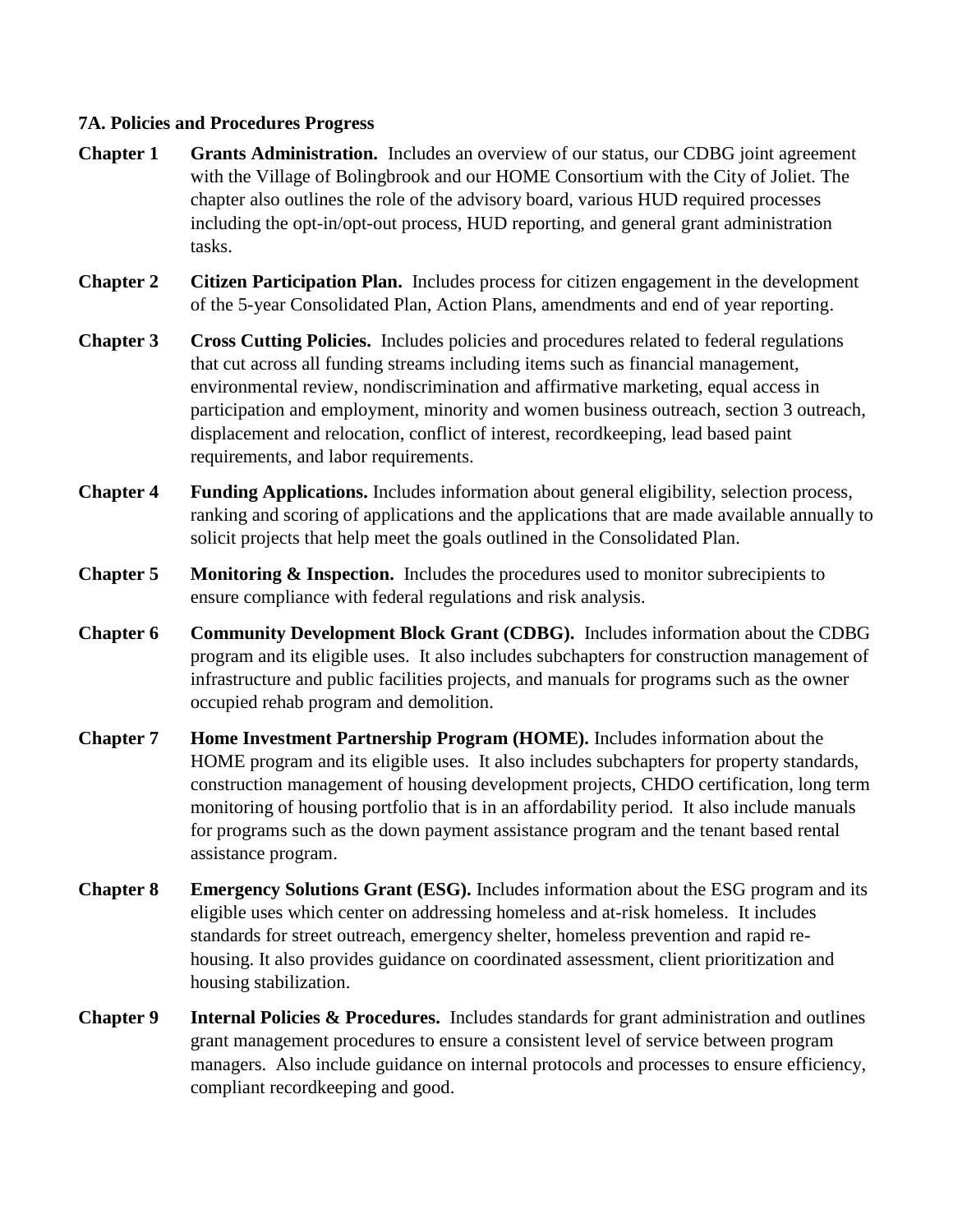**7A. Policies and Procedures Progress**

**Chapter 1** **Grants Administration.** Includes an overview of our status, our CDBG joint agreement with the Village of Bolingbrook and our HOME Consortium with the City of Joliet. The chapter also outlines the role of the advisory board, various HUD required processes including the opt-in/opt-out process, HUD reporting, and general grant administration tasks.

**Chapter 2** **Citizen Participation Plan.** Includes process for citizen engagement in the development of the 5-year Consolidated Plan, Action Plans, amendments and end of year reporting.

**Chapter 3** **Cross Cutting Policies.** Includes policies and procedures related to federal regulations that cut across all funding streams including items such as financial management, environmental review, nondiscrimination and affirmative marketing, equal access in participation and employment, minority and women business outreach, section 3 outreach, displacement and relocation, conflict of interest, recordkeeping, lead based paint requirements, and labor requirements.

**Chapter 4** **Funding Applications.** Includes information about general eligibility, selection process, ranking and scoring of applications and the applications that are made available annually to solicit projects that help meet the goals outlined in the Consolidated Plan.

**Chapter 5** **Monitoring & Inspection.** Includes the procedures used to monitor subrecipients to ensure compliance with federal regulations and risk analysis.

**Chapter 6** **Community Development Block Grant (CDBG).** Includes information about the CDBG program and its eligible uses. It also includes subchapters for construction management of infrastructure and public facilities projects, and manuals for programs such as the owner occupied rehab program and demolition.

**Chapter 7** **Home Investment Partnership Program (HOME).** Includes information about the HOME program and its eligible uses. It also includes subchapters for property standards, construction management of housing development projects, CHDO certification, long term monitoring of housing portfolio that is in an affordability period. It also include manuals for programs such as the down payment assistance program and the tenant based rental assistance program.

**Chapter 8** **Emergency Solutions Grant (ESG).** Includes information about the ESG program and its eligible uses which center on addressing homeless and at-risk homeless. It includes standards for street outreach, emergency shelter, homeless prevention and rapid re-housing. It also provides guidance on coordinated assessment, client prioritization and housing stabilization.

**Chapter 9** **Internal Policies & Procedures.** Includes standards for grant administration and outlines grant management procedures to ensure a consistent level of service between program managers. Also include guidance on internal protocols and processes to ensure efficiency, compliant recordkeeping and good.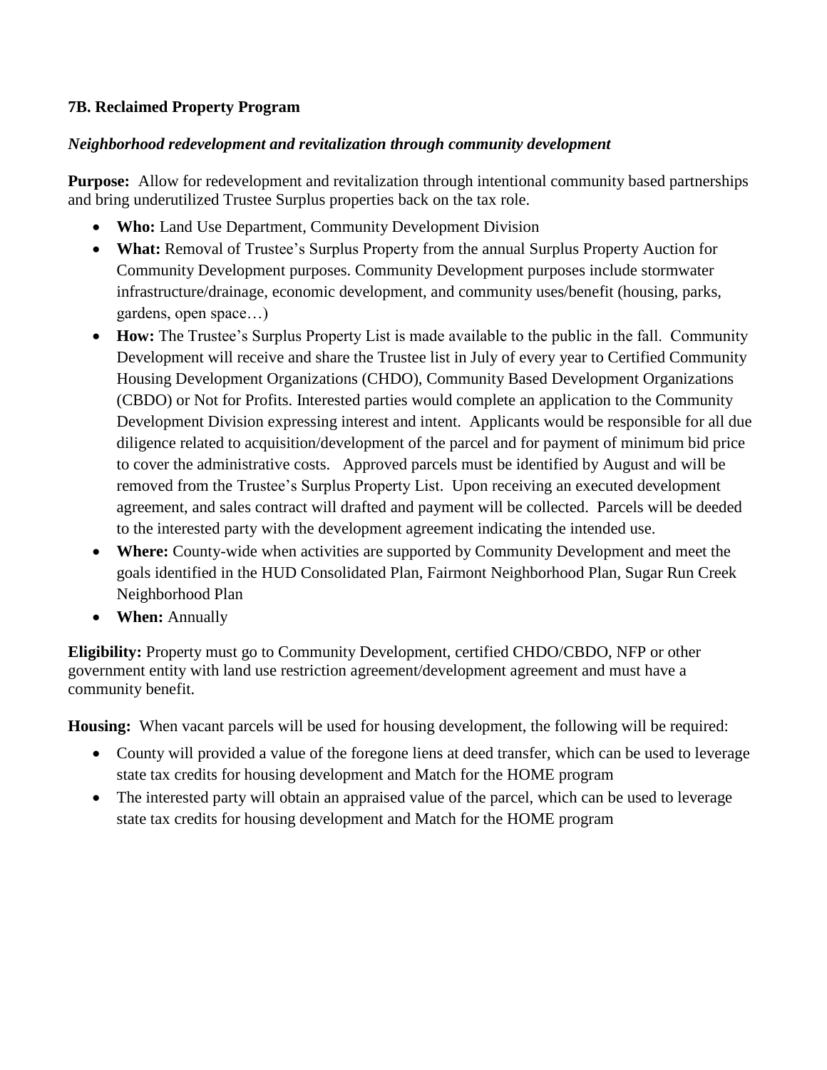### 7B. Reclaimed Property Program

***Neighborhood redevelopment and revitalization through community development***

**Purpose:** Allow for redevelopment and revitalization through intentional community based partnerships and bring underutilized Trustee Surplus properties back on the tax role.

- **Who:** Land Use Department, Community Development Division
- **What:** Removal of Trustee's Surplus Property from the annual Surplus Property Auction for Community Development purposes. Community Development purposes include stormwater infrastructure/drainage, economic development, and community uses/benefit (housing, parks, gardens, open space…)
- **How:** The Trustee's Surplus Property List is made available to the public in the fall. Community Development will receive and share the Trustee list in July of every year to Certified Community Housing Development Organizations (CHDO), Community Based Development Organizations (CBDO) or Not for Profits. Interested parties would complete an application to the Community Development Division expressing interest and intent. Applicants would be responsible for all due diligence related to acquisition/development of the parcel and for payment of minimum bid price to cover the administrative costs. Approved parcels must be identified by August and will be removed from the Trustee's Surplus Property List. Upon receiving an executed development agreement, and sales contract will drafted and payment will be collected. Parcels will be deeded to the interested party with the development agreement indicating the intended use.
- **Where:** County-wide when activities are supported by Community Development and meet the goals identified in the HUD Consolidated Plan, Fairmont Neighborhood Plan, Sugar Run Creek Neighborhood Plan
- **When:** Annually

**Eligibility:** Property must go to Community Development, certified CHDO/CBDO, NFP or other government entity with land use restriction agreement/development agreement and must have a community benefit.

**Housing:** When vacant parcels will be used for housing development, the following will be required:

- County will provided a value of the foregone liens at deed transfer, which can be used to leverage state tax credits for housing development and Match for the HOME program
- The interested party will obtain an appraised value of the parcel, which can be used to leverage state tax credits for housing development and Match for the HOME program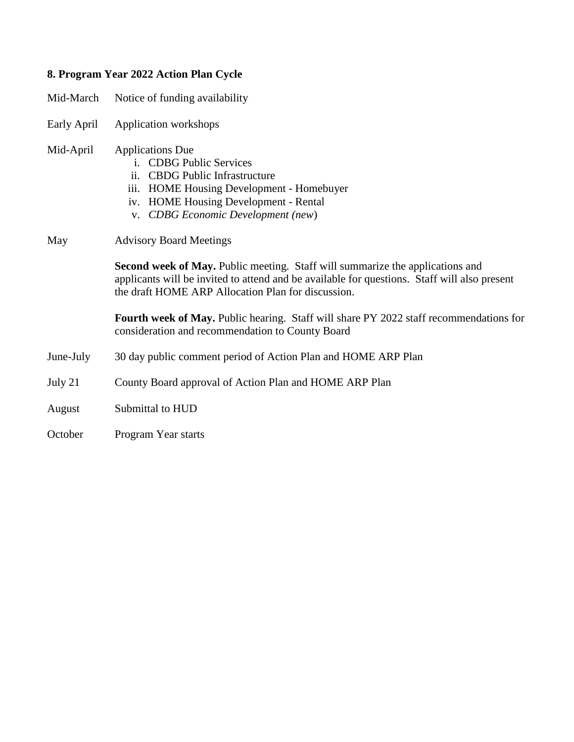**8. Program Year 2022 Action Plan Cycle**

| | |
|---|---|
| Mid-March | Notice of funding availability |
| Early April | Application workshops |
| Mid-April | Applications Due<br>i. CDBG Public Services<br>ii. CBDG Public Infrastructure<br>iii. HOME Housing Development - Homebuyer<br>iv. HOME Housing Development - Rental<br>v. *CDBG Economic Development (new*) |
| May | Advisory Board Meetings<br><br>**Second week of May.** Public meeting. Staff will summarize the applications and applicants will be invited to attend and be available for questions. Staff will also present the draft HOME ARP Allocation Plan for discussion.<br><br>**Fourth week of May.** Public hearing. Staff will share PY 2022 staff recommendations for consideration and recommendation to County Board |
| June-July | 30 day public comment period of Action Plan and HOME ARP Plan |
| July 21 | County Board approval of Action Plan and HOME ARP Plan |
| August | Submittal to HUD |
| October | Program Year starts |